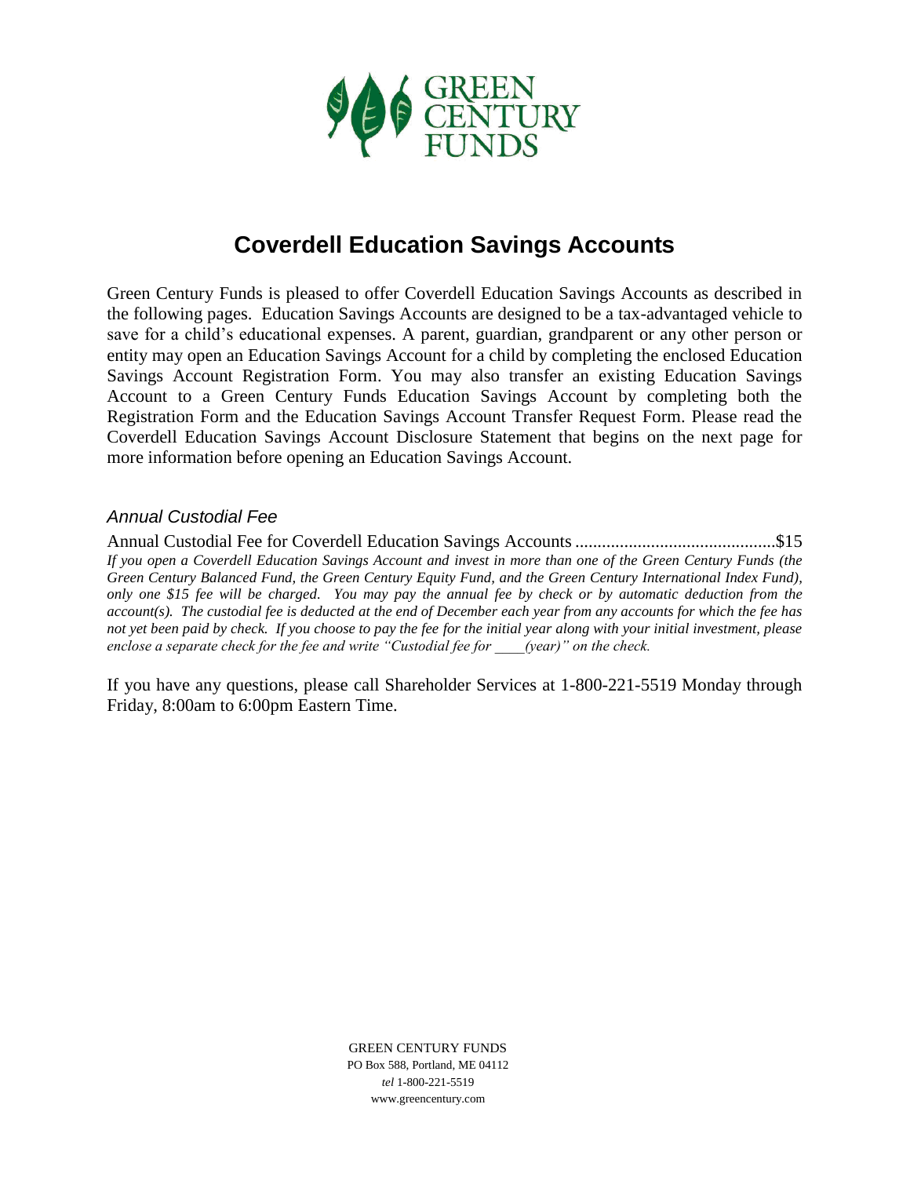GREEN CENTURY FUNDS

# Coverdell Education Savings Accounts

Green Century Funds is pleased to offer Coverdell Education Savings Accounts as described in the following pages. Education Savings Accounts are designed to be a tax-advantaged vehicle to save for a child's educational expenses. A parent, guardian, grandparent or any other person or entity may open an Education Savings Account for a child by completing the enclosed Education Savings Account Registration Form. You may also transfer an existing Education Savings Account to a Green Century Funds Education Savings Account by completing both the Registration Form and the Education Savings Account Transfer Request Form. Please read the Coverdell Education Savings Account Disclosure Statement that begins on the next page for more information before opening an Education Savings Account.

### *Annual Custodial Fee*

Annual Custodial Fee for Coverdell Education Savings Accounts ............................................$15

*If you open a Coverdell Education Savings Account and invest in more than one of the Green Century Funds (the Green Century Balanced Fund, the Green Century Equity Fund, and the Green Century International Index Fund), only one $15 fee will be charged. You may pay the annual fee by check or by automatic deduction from the account(s). The custodial fee is deducted at the end of December each year from any accounts for which the fee has not yet been paid by check. If you choose to pay the fee for the initial year along with your initial investment, please enclose a separate check for the fee and write "Custodial fee for \_\_\_\_(year)" on the check.*

If you have any questions, please call Shareholder Services at 1-800-221-5519 Monday through Friday, 8:00am to 6:00pm Eastern Time.

GREEN CENTURY FUNDS
PO Box 588, Portland, ME 04112
*tel* 1-800-221-5519
www.greencentury.com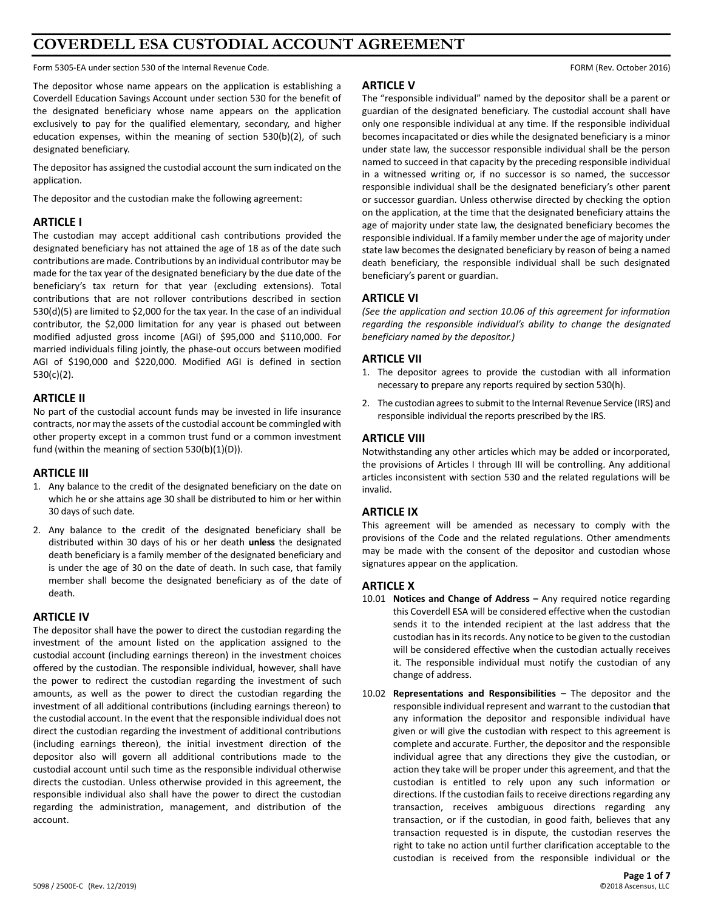# COVERDELL ESA CUSTODIAL ACCOUNT AGREEMENT

Form 5305-EA under section 530 of the Internal Revenue Code. FORM (Rev. October 2016)

The depositor whose name appears on the application is establishing a Coverdell Education Savings Account under section 530 for the benefit of the designated beneficiary whose name appears on the application exclusively to pay for the qualified elementary, secondary, and higher education expenses, within the meaning of section 530(b)(2), of such designated beneficiary.

The depositor has assigned the custodial account the sum indicated on the application.

The depositor and the custodian make the following agreement:

## ARTICLE I

The custodian may accept additional cash contributions provided the designated beneficiary has not attained the age of 18 as of the date such contributions are made. Contributions by an individual contributor may be made for the tax year of the designated beneficiary by the due date of the beneficiary's tax return for that year (excluding extensions). Total contributions that are not rollover contributions described in section 530(d)(5) are limited to $2,000 for the tax year. In the case of an individual contributor, the $2,000 limitation for any year is phased out between modified adjusted gross income (AGI) of $95,000 and $110,000. For married individuals filing jointly, the phase-out occurs between modified AGI of $190,000 and $220,000. Modified AGI is defined in section 530(c)(2).

## ARTICLE II

No part of the custodial account funds may be invested in life insurance contracts, nor may the assets of the custodial account be commingled with other property except in a common trust fund or a common investment fund (within the meaning of section 530(b)(1)(D)).

## ARTICLE III

1. Any balance to the credit of the designated beneficiary on the date on which he or she attains age 30 shall be distributed to him or her within 30 days of such date.
2. Any balance to the credit of the designated beneficiary shall be distributed within 30 days of his or her death **unless** the designated death beneficiary is a family member of the designated beneficiary and is under the age of 30 on the date of death. In such case, that family member shall become the designated beneficiary as of the date of death.

## ARTICLE IV

The depositor shall have the power to direct the custodian regarding the investment of the amount listed on the application assigned to the custodial account (including earnings thereon) in the investment choices offered by the custodian. The responsible individual, however, shall have the power to redirect the custodian regarding the investment of such amounts, as well as the power to direct the custodian regarding the investment of all additional contributions (including earnings thereon) to the custodial account. In the event that the responsible individual does not direct the custodian regarding the investment of additional contributions (including earnings thereon), the initial investment direction of the depositor also will govern all additional contributions made to the custodial account until such time as the responsible individual otherwise directs the custodian. Unless otherwise provided in this agreement, the responsible individual also shall have the power to direct the custodian regarding the administration, management, and distribution of the account.

## ARTICLE V

The "responsible individual" named by the depositor shall be a parent or guardian of the designated beneficiary. The custodial account shall have only one responsible individual at any time. If the responsible individual becomes incapacitated or dies while the designated beneficiary is a minor under state law, the successor responsible individual shall be the person named to succeed in that capacity by the preceding responsible individual in a witnessed writing or, if no successor is so named, the successor responsible individual shall be the designated beneficiary's other parent or successor guardian. Unless otherwise directed by checking the option on the application, at the time that the designated beneficiary attains the age of majority under state law, the designated beneficiary becomes the responsible individual. If a family member under the age of majority under state law becomes the designated beneficiary by reason of being a named death beneficiary, the responsible individual shall be such designated beneficiary's parent or guardian.

## ARTICLE VI

*(See the application and section 10.06 of this agreement for information regarding the responsible individual's ability to change the designated beneficiary named by the depositor.)*

## ARTICLE VII

1. The depositor agrees to provide the custodian with all information necessary to prepare any reports required by section 530(h).
2. The custodian agrees to submit to the Internal Revenue Service (IRS) and responsible individual the reports prescribed by the IRS.

## ARTICLE VIII

Notwithstanding any other articles which may be added or incorporated, the provisions of Articles I through III will be controlling. Any additional articles inconsistent with section 530 and the related regulations will be invalid.

## ARTICLE IX

This agreement will be amended as necessary to comply with the provisions of the Code and the related regulations. Other amendments may be made with the consent of the depositor and custodian whose signatures appear on the application.

## ARTICLE X

10.01 **Notices and Change of Address –** Any required notice regarding this Coverdell ESA will be considered effective when the custodian sends it to the intended recipient at the last address that the custodian has in its records. Any notice to be given to the custodian will be considered effective when the custodian actually receives it. The responsible individual must notify the custodian of any change of address.

10.02 **Representations and Responsibilities –** The depositor and the responsible individual represent and warrant to the custodian that any information the depositor and responsible individual have given or will give the custodian with respect to this agreement is complete and accurate. Further, the depositor and the responsible individual agree that any directions they give the custodian, or action they take will be proper under this agreement, and that the custodian is entitled to rely upon any such information or directions. If the custodian fails to receive directions regarding any transaction, receives ambiguous directions regarding any transaction, or if the custodian, in good faith, believes that any transaction requested is in dispute, the custodian reserves the right to take no action until further clarification acceptable to the custodian is received from the responsible individual or the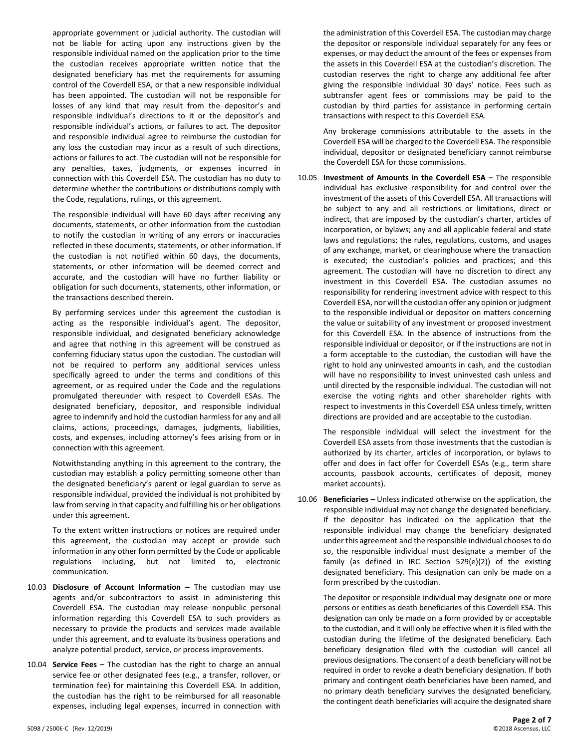appropriate government or judicial authority. The custodian will not be liable for acting upon any instructions given by the responsible individual named on the application prior to the time the custodian receives appropriate written notice that the designated beneficiary has met the requirements for assuming control of the Coverdell ESA, or that a new responsible individual has been appointed. The custodian will not be responsible for losses of any kind that may result from the depositor's and responsible individual's directions to it or the depositor's and responsible individual's actions, or failures to act. The depositor and responsible individual agree to reimburse the custodian for any loss the custodian may incur as a result of such directions, actions or failures to act. The custodian will not be responsible for any penalties, taxes, judgments, or expenses incurred in connection with this Coverdell ESA. The custodian has no duty to determine whether the contributions or distributions comply with the Code, regulations, rulings, or this agreement.

The responsible individual will have 60 days after receiving any documents, statements, or other information from the custodian to notify the custodian in writing of any errors or inaccuracies reflected in these documents, statements, or other information. If the custodian is not notified within 60 days, the documents, statements, or other information will be deemed correct and accurate, and the custodian will have no further liability or obligation for such documents, statements, other information, or the transactions described therein.

By performing services under this agreement the custodian is acting as the responsible individual's agent. The depositor, responsible individual, and designated beneficiary acknowledge and agree that nothing in this agreement will be construed as conferring fiduciary status upon the custodian. The custodian will not be required to perform any additional services unless specifically agreed to under the terms and conditions of this agreement, or as required under the Code and the regulations promulgated thereunder with respect to Coverdell ESAs. The designated beneficiary, depositor, and responsible individual agree to indemnify and hold the custodian harmless for any and all claims, actions, proceedings, damages, judgments, liabilities, costs, and expenses, including attorney's fees arising from or in connection with this agreement.

Notwithstanding anything in this agreement to the contrary, the custodian may establish a policy permitting someone other than the designated beneficiary's parent or legal guardian to serve as responsible individual, provided the individual is not prohibited by law from serving in that capacity and fulfilling his or her obligations under this agreement.

To the extent written instructions or notices are required under this agreement, the custodian may accept or provide such information in any other form permitted by the Code or applicable regulations including, but not limited to, electronic communication.

10.03 **Disclosure of Account Information –** The custodian may use agents and/or subcontractors to assist in administering this Coverdell ESA. The custodian may release nonpublic personal information regarding this Coverdell ESA to such providers as necessary to provide the products and services made available under this agreement, and to evaluate its business operations and analyze potential product, service, or process improvements.

10.04 **Service Fees –** The custodian has the right to charge an annual service fee or other designated fees (e.g., a transfer, rollover, or termination fee) for maintaining this Coverdell ESA. In addition, the custodian has the right to be reimbursed for all reasonable expenses, including legal expenses, incurred in connection with the administration of this Coverdell ESA. The custodian may charge the depositor or responsible individual separately for any fees or expenses, or may deduct the amount of the fees or expenses from the assets in this Coverdell ESA at the custodian's discretion. The custodian reserves the right to charge any additional fee after giving the responsible individual 30 days' notice. Fees such as subtransfer agent fees or commissions may be paid to the custodian by third parties for assistance in performing certain transactions with respect to this Coverdell ESA.

Any brokerage commissions attributable to the assets in the Coverdell ESA will be charged to the Coverdell ESA. The responsible individual, depositor or designated beneficiary cannot reimburse the Coverdell ESA for those commissions.

10.05 **Investment of Amounts in the Coverdell ESA –** The responsible individual has exclusive responsibility for and control over the investment of the assets of this Coverdell ESA. All transactions will be subject to any and all restrictions or limitations, direct or indirect, that are imposed by the custodian's charter, articles of incorporation, or bylaws; any and all applicable federal and state laws and regulations; the rules, regulations, customs, and usages of any exchange, market, or clearinghouse where the transaction is executed; the custodian's policies and practices; and this agreement. The custodian will have no discretion to direct any investment in this Coverdell ESA. The custodian assumes no responsibility for rendering investment advice with respect to this Coverdell ESA, nor will the custodian offer any opinion or judgment to the responsible individual or depositor on matters concerning the value or suitability of any investment or proposed investment for this Coverdell ESA. In the absence of instructions from the responsible individual or depositor, or if the instructions are not in a form acceptable to the custodian, the custodian will have the right to hold any uninvested amounts in cash, and the custodian will have no responsibility to invest uninvested cash unless and until directed by the responsible individual. The custodian will not exercise the voting rights and other shareholder rights with respect to investments in this Coverdell ESA unless timely, written directions are provided and are acceptable to the custodian.

The responsible individual will select the investment for the Coverdell ESA assets from those investments that the custodian is authorized by its charter, articles of incorporation, or bylaws to offer and does in fact offer for Coverdell ESAs (e.g., term share accounts, passbook accounts, certificates of deposit, money market accounts).

10.06 **Beneficiaries –** Unless indicated otherwise on the application, the responsible individual may not change the designated beneficiary. If the depositor has indicated on the application that the responsible individual may change the beneficiary designated under this agreement and the responsible individual chooses to do so, the responsible individual must designate a member of the family (as defined in IRC Section 529(e)(2)) of the existing designated beneficiary. This designation can only be made on a form prescribed by the custodian.

The depositor or responsible individual may designate one or more persons or entities as death beneficiaries of this Coverdell ESA. This designation can only be made on a form provided by or acceptable to the custodian, and it will only be effective when it is filed with the custodian during the lifetime of the designated beneficiary. Each beneficiary designation filed with the custodian will cancel all previous designations. The consent of a death beneficiary will not be required in order to revoke a death beneficiary designation. If both primary and contingent death beneficiaries have been named, and no primary death beneficiary survives the designated beneficiary, the contingent death beneficiaries will acquire the designated share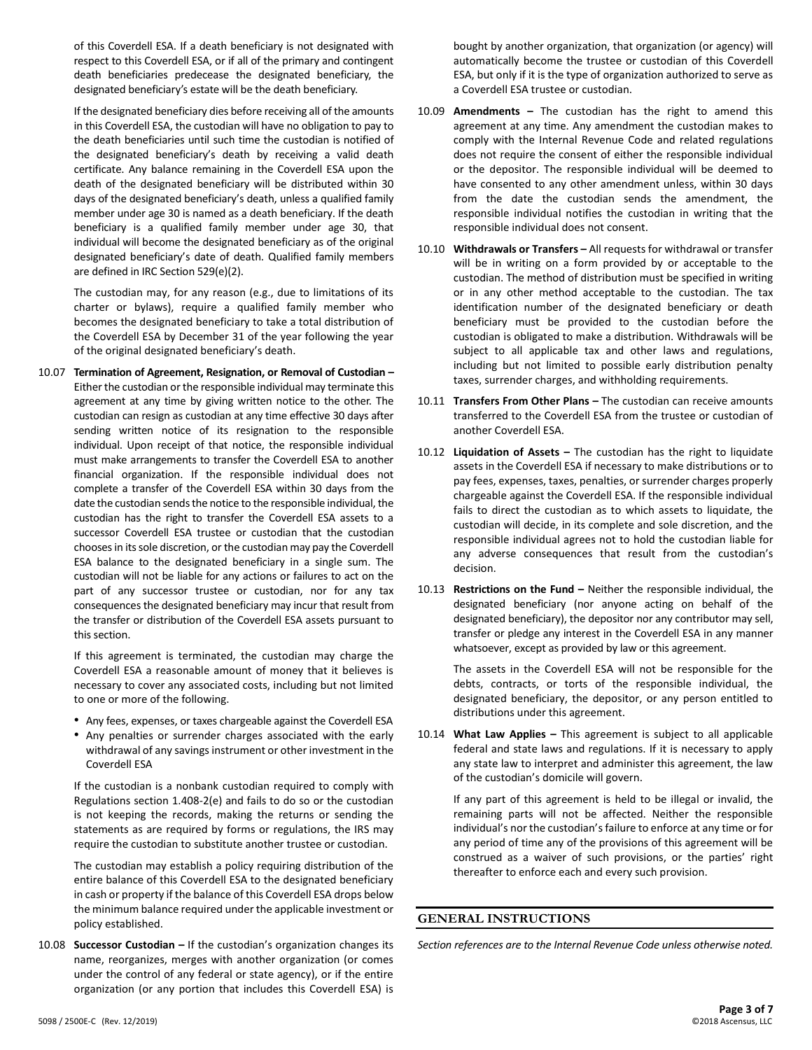of this Coverdell ESA. If a death beneficiary is not designated with respect to this Coverdell ESA, or if all of the primary and contingent death beneficiaries predecease the designated beneficiary, the designated beneficiary's estate will be the death beneficiary.

If the designated beneficiary dies before receiving all of the amounts in this Coverdell ESA, the custodian will have no obligation to pay to the death beneficiaries until such time the custodian is notified of the designated beneficiary's death by receiving a valid death certificate. Any balance remaining in the Coverdell ESA upon the death of the designated beneficiary will be distributed within 30 days of the designated beneficiary's death, unless a qualified family member under age 30 is named as a death beneficiary. If the death beneficiary is a qualified family member under age 30, that individual will become the designated beneficiary as of the original designated beneficiary's date of death. Qualified family members are defined in IRC Section 529(e)(2).

The custodian may, for any reason (e.g., due to limitations of its charter or bylaws), require a qualified family member who becomes the designated beneficiary to take a total distribution of the Coverdell ESA by December 31 of the year following the year of the original designated beneficiary's death.

10.07 **Termination of Agreement, Resignation, or Removal of Custodian –** Either the custodian or the responsible individual may terminate this agreement at any time by giving written notice to the other. The custodian can resign as custodian at any time effective 30 days after sending written notice of its resignation to the responsible individual. Upon receipt of that notice, the responsible individual must make arrangements to transfer the Coverdell ESA to another financial organization. If the responsible individual does not complete a transfer of the Coverdell ESA within 30 days from the date the custodian sends the notice to the responsible individual, the custodian has the right to transfer the Coverdell ESA assets to a successor Coverdell ESA trustee or custodian that the custodian chooses in its sole discretion, or the custodian may pay the Coverdell ESA balance to the designated beneficiary in a single sum. The custodian will not be liable for any actions or failures to act on the part of any successor trustee or custodian, nor for any tax consequences the designated beneficiary may incur that result from the transfer or distribution of the Coverdell ESA assets pursuant to this section.

If this agreement is terminated, the custodian may charge the Coverdell ESA a reasonable amount of money that it believes is necessary to cover any associated costs, including but not limited to one or more of the following.

- Any fees, expenses, or taxes chargeable against the Coverdell ESA
- Any penalties or surrender charges associated with the early withdrawal of any savings instrument or other investment in the Coverdell ESA

If the custodian is a nonbank custodian required to comply with Regulations section 1.408-2(e) and fails to do so or the custodian is not keeping the records, making the returns or sending the statements as are required by forms or regulations, the IRS may require the custodian to substitute another trustee or custodian.

The custodian may establish a policy requiring distribution of the entire balance of this Coverdell ESA to the designated beneficiary in cash or property if the balance of this Coverdell ESA drops below the minimum balance required under the applicable investment or policy established.

10.08 **Successor Custodian –** If the custodian's organization changes its name, reorganizes, merges with another organization (or comes under the control of any federal or state agency), or if the entire organization (or any portion that includes this Coverdell ESA) is bought by another organization, that organization (or agency) will automatically become the trustee or custodian of this Coverdell ESA, but only if it is the type of organization authorized to serve as a Coverdell ESA trustee or custodian.

10.09 **Amendments –** The custodian has the right to amend this agreement at any time. Any amendment the custodian makes to comply with the Internal Revenue Code and related regulations does not require the consent of either the responsible individual or the depositor. The responsible individual will be deemed to have consented to any other amendment unless, within 30 days from the date the custodian sends the amendment, the responsible individual notifies the custodian in writing that the responsible individual does not consent.

10.10 **Withdrawals or Transfers –** All requests for withdrawal or transfer will be in writing on a form provided by or acceptable to the custodian. The method of distribution must be specified in writing or in any other method acceptable to the custodian. The tax identification number of the designated beneficiary or death beneficiary must be provided to the custodian before the custodian is obligated to make a distribution. Withdrawals will be subject to all applicable tax and other laws and regulations, including but not limited to possible early distribution penalty taxes, surrender charges, and withholding requirements.

10.11 **Transfers From Other Plans –** The custodian can receive amounts transferred to the Coverdell ESA from the trustee or custodian of another Coverdell ESA.

10.12 **Liquidation of Assets –** The custodian has the right to liquidate assets in the Coverdell ESA if necessary to make distributions or to pay fees, expenses, taxes, penalties, or surrender charges properly chargeable against the Coverdell ESA. If the responsible individual fails to direct the custodian as to which assets to liquidate, the custodian will decide, in its complete and sole discretion, and the responsible individual agrees not to hold the custodian liable for any adverse consequences that result from the custodian's decision.

10.13 **Restrictions on the Fund –** Neither the responsible individual, the designated beneficiary (nor anyone acting on behalf of the designated beneficiary), the depositor nor any contributor may sell, transfer or pledge any interest in the Coverdell ESA in any manner whatsoever, except as provided by law or this agreement.

The assets in the Coverdell ESA will not be responsible for the debts, contracts, or torts of the responsible individual, the designated beneficiary, the depositor, or any person entitled to distributions under this agreement.

10.14 **What Law Applies –** This agreement is subject to all applicable federal and state laws and regulations. If it is necessary to apply any state law to interpret and administer this agreement, the law of the custodian's domicile will govern.

If any part of this agreement is held to be illegal or invalid, the remaining parts will not be affected. Neither the responsible individual's nor the custodian's failure to enforce at any time or for any period of time any of the provisions of this agreement will be construed as a waiver of such provisions, or the parties' right thereafter to enforce each and every such provision.

## GENERAL INSTRUCTIONS

*Section references are to the Internal Revenue Code unless otherwise noted.*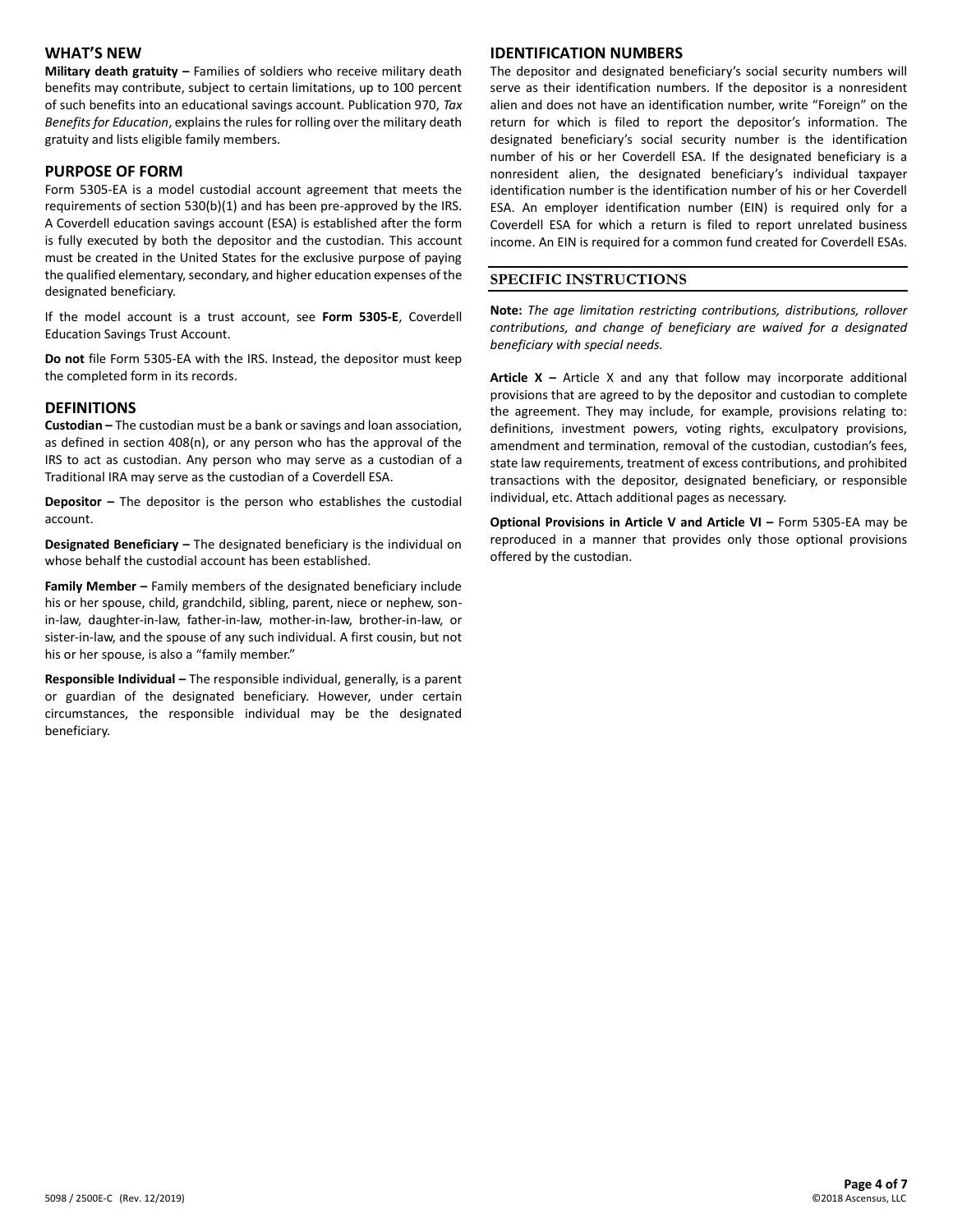## WHAT'S NEW

**Military death gratuity –** Families of soldiers who receive military death benefits may contribute, subject to certain limitations, up to 100 percent of such benefits into an educational savings account. Publication 970, *Tax Benefits for Education*, explains the rules for rolling over the military death gratuity and lists eligible family members.

## PURPOSE OF FORM

Form 5305-EA is a model custodial account agreement that meets the requirements of section 530(b)(1) and has been pre-approved by the IRS. A Coverdell education savings account (ESA) is established after the form is fully executed by both the depositor and the custodian. This account must be created in the United States for the exclusive purpose of paying the qualified elementary, secondary, and higher education expenses of the designated beneficiary.

If the model account is a trust account, see **Form 5305-E**, Coverdell Education Savings Trust Account.

**Do not** file Form 5305-EA with the IRS. Instead, the depositor must keep the completed form in its records.

## DEFINITIONS

**Custodian –** The custodian must be a bank or savings and loan association, as defined in section 408(n), or any person who has the approval of the IRS to act as custodian. Any person who may serve as a custodian of a Traditional IRA may serve as the custodian of a Coverdell ESA.

**Depositor –** The depositor is the person who establishes the custodial account.

**Designated Beneficiary –** The designated beneficiary is the individual on whose behalf the custodial account has been established.

**Family Member –** Family members of the designated beneficiary include his or her spouse, child, grandchild, sibling, parent, niece or nephew, son-in-law, daughter-in-law, father-in-law, mother-in-law, brother-in-law, or sister-in-law, and the spouse of any such individual. A first cousin, but not his or her spouse, is also a "family member."

**Responsible Individual –** The responsible individual, generally, is a parent or guardian of the designated beneficiary. However, under certain circumstances, the responsible individual may be the designated beneficiary.

## IDENTIFICATION NUMBERS

The depositor and designated beneficiary's social security numbers will serve as their identification numbers. If the depositor is a nonresident alien and does not have an identification number, write "Foreign" on the return for which is filed to report the depositor's information. The designated beneficiary's social security number is the identification number of his or her Coverdell ESA. If the designated beneficiary is a nonresident alien, the designated beneficiary's individual taxpayer identification number is the identification number of his or her Coverdell ESA. An employer identification number (EIN) is required only for a Coverdell ESA for which a return is filed to report unrelated business income. An EIN is required for a common fund created for Coverdell ESAs.

## SPECIFIC INSTRUCTIONS

**Note:** *The age limitation restricting contributions, distributions, rollover contributions, and change of beneficiary are waived for a designated beneficiary with special needs.*

**Article X –** Article X and any that follow may incorporate additional provisions that are agreed to by the depositor and custodian to complete the agreement. They may include, for example, provisions relating to: definitions, investment powers, voting rights, exculpatory provisions, amendment and termination, removal of the custodian, custodian's fees, state law requirements, treatment of excess contributions, and prohibited transactions with the depositor, designated beneficiary, or responsible individual, etc. Attach additional pages as necessary.

**Optional Provisions in Article V and Article VI –** Form 5305-EA may be reproduced in a manner that provides only those optional provisions offered by the custodian.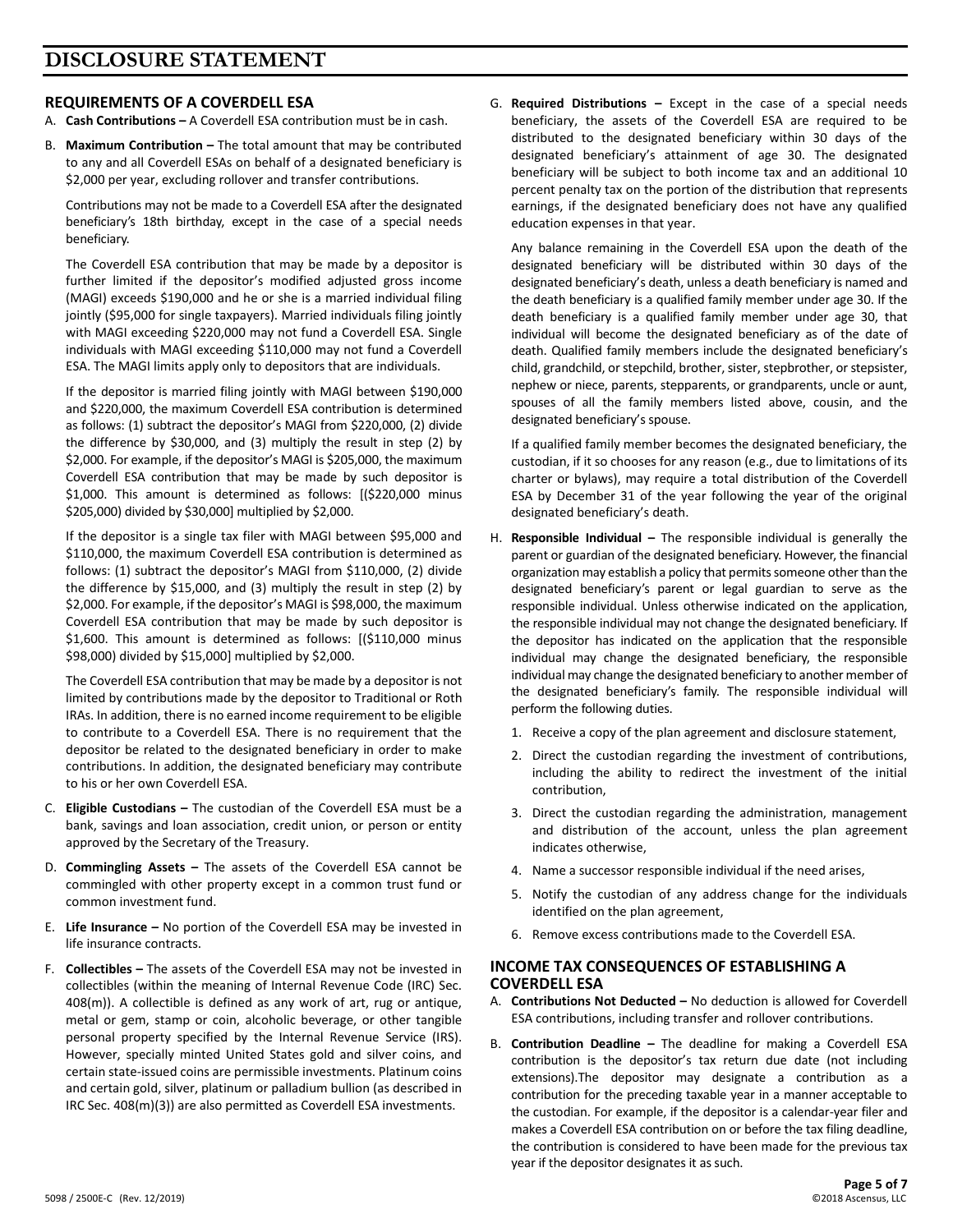# DISCLOSURE STATEMENT

## REQUIREMENTS OF A COVERDELL ESA

A. **Cash Contributions –** A Coverdell ESA contribution must be in cash.

B. **Maximum Contribution –** The total amount that may be contributed to any and all Coverdell ESAs on behalf of a designated beneficiary is $2,000 per year, excluding rollover and transfer contributions.

Contributions may not be made to a Coverdell ESA after the designated beneficiary's 18th birthday, except in the case of a special needs beneficiary.

The Coverdell ESA contribution that may be made by a depositor is further limited if the depositor's modified adjusted gross income (MAGI) exceeds $190,000 and he or she is a married individual filing jointly ($95,000 for single taxpayers). Married individuals filing jointly with MAGI exceeding $220,000 may not fund a Coverdell ESA. Single individuals with MAGI exceeding $110,000 may not fund a Coverdell ESA. The MAGI limits apply only to depositors that are individuals.

If the depositor is married filing jointly with MAGI between $190,000 and $220,000, the maximum Coverdell ESA contribution is determined as follows: (1) subtract the depositor's MAGI from $220,000, (2) divide the difference by $30,000, and (3) multiply the result in step (2) by $2,000. For example, if the depositor's MAGI is $205,000, the maximum Coverdell ESA contribution that may be made by such depositor is $1,000. This amount is determined as follows: [($220,000 minus $205,000) divided by $30,000] multiplied by $2,000.

If the depositor is a single tax filer with MAGI between $95,000 and $110,000, the maximum Coverdell ESA contribution is determined as follows: (1) subtract the depositor's MAGI from $110,000, (2) divide the difference by $15,000, and (3) multiply the result in step (2) by $2,000. For example, if the depositor's MAGI is $98,000, the maximum Coverdell ESA contribution that may be made by such depositor is $1,600. This amount is determined as follows: [($110,000 minus $98,000) divided by $15,000] multiplied by $2,000.

The Coverdell ESA contribution that may be made by a depositor is not limited by contributions made by the depositor to Traditional or Roth IRAs. In addition, there is no earned income requirement to be eligible to contribute to a Coverdell ESA. There is no requirement that the depositor be related to the designated beneficiary in order to make contributions. In addition, the designated beneficiary may contribute to his or her own Coverdell ESA.

C. **Eligible Custodians –** The custodian of the Coverdell ESA must be a bank, savings and loan association, credit union, or person or entity approved by the Secretary of the Treasury.

D. **Commingling Assets –** The assets of the Coverdell ESA cannot be commingled with other property except in a common trust fund or common investment fund.

E. **Life Insurance –** No portion of the Coverdell ESA may be invested in life insurance contracts.

F. **Collectibles –** The assets of the Coverdell ESA may not be invested in collectibles (within the meaning of Internal Revenue Code (IRC) Sec. 408(m)). A collectible is defined as any work of art, rug or antique, metal or gem, stamp or coin, alcoholic beverage, or other tangible personal property specified by the Internal Revenue Service (IRS). However, specially minted United States gold and silver coins, and certain state-issued coins are permissible investments. Platinum coins and certain gold, silver, platinum or palladium bullion (as described in IRC Sec. 408(m)(3)) are also permitted as Coverdell ESA investments.

G. **Required Distributions –** Except in the case of a special needs beneficiary, the assets of the Coverdell ESA are required to be distributed to the designated beneficiary within 30 days of the designated beneficiary's attainment of age 30. The designated beneficiary will be subject to both income tax and an additional 10 percent penalty tax on the portion of the distribution that represents earnings, if the designated beneficiary does not have any qualified education expenses in that year.

Any balance remaining in the Coverdell ESA upon the death of the designated beneficiary will be distributed within 30 days of the designated beneficiary's death, unless a death beneficiary is named and the death beneficiary is a qualified family member under age 30. If the death beneficiary is a qualified family member under age 30, that individual will become the designated beneficiary as of the date of death. Qualified family members include the designated beneficiary's child, grandchild, or stepchild, brother, sister, stepbrother, or stepsister, nephew or niece, parents, stepparents, or grandparents, uncle or aunt, spouses of all the family members listed above, cousin, and the designated beneficiary's spouse.

If a qualified family member becomes the designated beneficiary, the custodian, if it so chooses for any reason (e.g., due to limitations of its charter or bylaws), may require a total distribution of the Coverdell ESA by December 31 of the year following the year of the original designated beneficiary's death.

H. **Responsible Individual –** The responsible individual is generally the parent or guardian of the designated beneficiary. However, the financial organization may establish a policy that permits someone other than the designated beneficiary's parent or legal guardian to serve as the responsible individual. Unless otherwise indicated on the application, the responsible individual may not change the designated beneficiary. If the depositor has indicated on the application that the responsible individual may change the designated beneficiary, the responsible individual may change the designated beneficiary to another member of the designated beneficiary's family. The responsible individual will perform the following duties.

1. Receive a copy of the plan agreement and disclosure statement,
2. Direct the custodian regarding the investment of contributions, including the ability to redirect the investment of the initial contribution,
3. Direct the custodian regarding the administration, management and distribution of the account, unless the plan agreement indicates otherwise,
4. Name a successor responsible individual if the need arises,
5. Notify the custodian of any address change for the individuals identified on the plan agreement,
6. Remove excess contributions made to the Coverdell ESA.

## INCOME TAX CONSEQUENCES OF ESTABLISHING A COVERDELL ESA

A. **Contributions Not Deducted –** No deduction is allowed for Coverdell ESA contributions, including transfer and rollover contributions.

B. **Contribution Deadline –** The deadline for making a Coverdell ESA contribution is the depositor's tax return due date (not including extensions).The depositor may designate a contribution as a contribution for the preceding taxable year in a manner acceptable to the custodian. For example, if the depositor is a calendar-year filer and makes a Coverdell ESA contribution on or before the tax filing deadline, the contribution is considered to have been made for the previous tax year if the depositor designates it as such.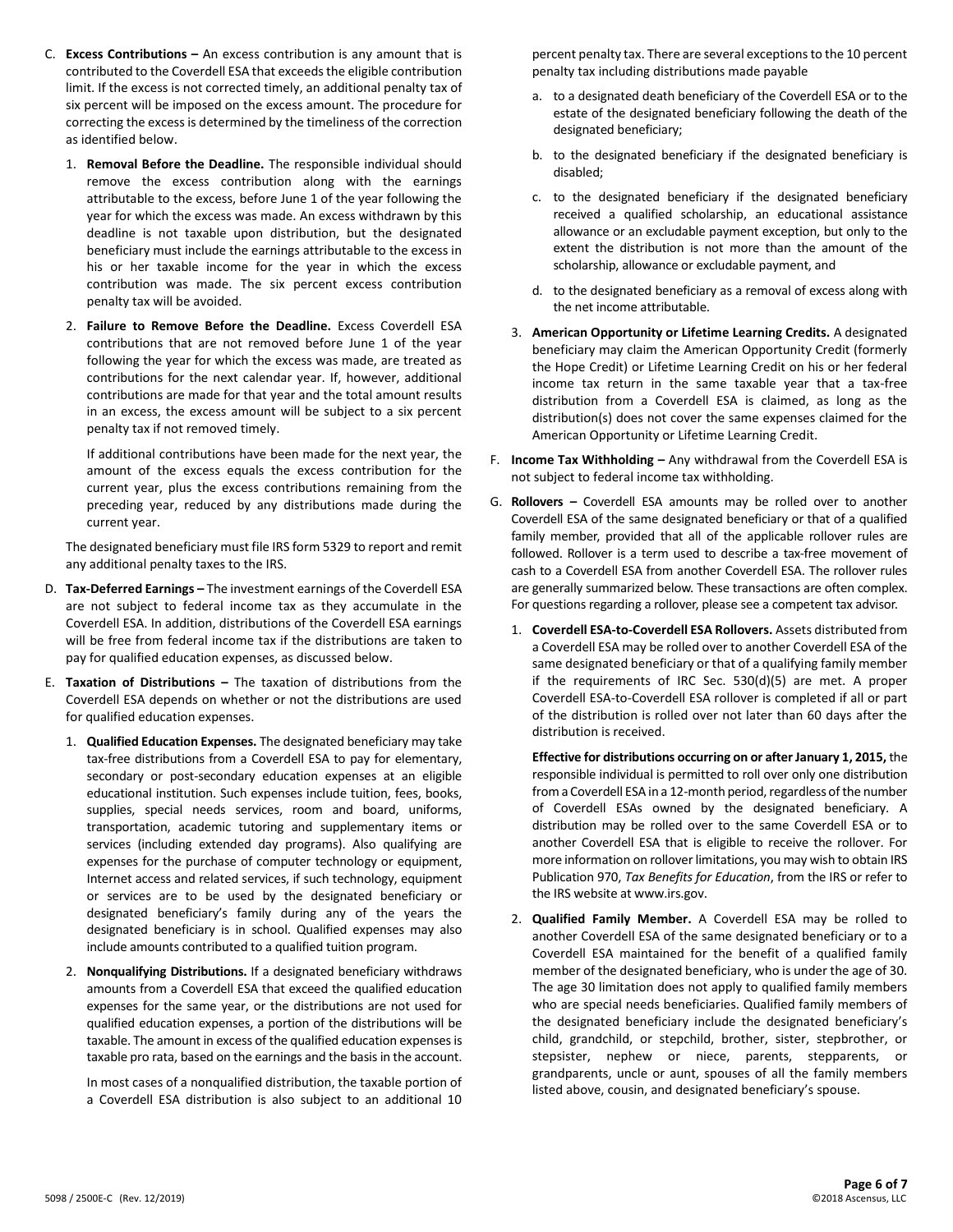C. **Excess Contributions –** An excess contribution is any amount that is contributed to the Coverdell ESA that exceeds the eligible contribution limit. If the excess is not corrected timely, an additional penalty tax of six percent will be imposed on the excess amount. The procedure for correcting the excess is determined by the timeliness of the correction as identified below.

   1. **Removal Before the Deadline.** The responsible individual should remove the excess contribution along with the earnings attributable to the excess, before June 1 of the year following the year for which the excess was made. An excess withdrawn by this deadline is not taxable upon distribution, but the designated beneficiary must include the earnings attributable to the excess in his or her taxable income for the year in which the excess contribution was made. The six percent excess contribution penalty tax will be avoided.

   2. **Failure to Remove Before the Deadline.** Excess Coverdell ESA contributions that are not removed before June 1 of the year following the year for which the excess was made, are treated as contributions for the next calendar year. If, however, additional contributions are made for that year and the total amount results in an excess, the excess amount will be subject to a six percent penalty tax if not removed timely.

      If additional contributions have been made for the next year, the amount of the excess equals the excess contribution for the current year, plus the excess contributions remaining from the preceding year, reduced by any distributions made during the current year.

   The designated beneficiary must file IRS form 5329 to report and remit any additional penalty taxes to the IRS.

D. **Tax-Deferred Earnings –** The investment earnings of the Coverdell ESA are not subject to federal income tax as they accumulate in the Coverdell ESA. In addition, distributions of the Coverdell ESA earnings will be free from federal income tax if the distributions are taken to pay for qualified education expenses, as discussed below.

E. **Taxation of Distributions –** The taxation of distributions from the Coverdell ESA depends on whether or not the distributions are used for qualified education expenses.

   1. **Qualified Education Expenses.** The designated beneficiary may take tax-free distributions from a Coverdell ESA to pay for elementary, secondary or post-secondary education expenses at an eligible educational institution. Such expenses include tuition, fees, books, supplies, special needs services, room and board, uniforms, transportation, academic tutoring and supplementary items or services (including extended day programs). Also qualifying are expenses for the purchase of computer technology or equipment, Internet access and related services, if such technology, equipment or services are to be used by the designated beneficiary or designated beneficiary's family during any of the years the designated beneficiary is in school. Qualified expenses may also include amounts contributed to a qualified tuition program.

   2. **Nonqualifying Distributions.** If a designated beneficiary withdraws amounts from a Coverdell ESA that exceed the qualified education expenses for the same year, or the distributions are not used for qualified education expenses, a portion of the distributions will be taxable. The amount in excess of the qualified education expenses is taxable pro rata, based on the earnings and the basis in the account.

      In most cases of a nonqualified distribution, the taxable portion of a Coverdell ESA distribution is also subject to an additional 10 percent penalty tax. There are several exceptions to the 10 percent penalty tax including distributions made payable

      a. to a designated death beneficiary of the Coverdell ESA or to the estate of the designated beneficiary following the death of the designated beneficiary;

      b. to the designated beneficiary if the designated beneficiary is disabled;

      c. to the designated beneficiary if the designated beneficiary received a qualified scholarship, an educational assistance allowance or an excludable payment exception, but only to the extent the distribution is not more than the amount of the scholarship, allowance or excludable payment, and

      d. to the designated beneficiary as a removal of excess along with the net income attributable.

   3. **American Opportunity or Lifetime Learning Credits.** A designated beneficiary may claim the American Opportunity Credit (formerly the Hope Credit) or Lifetime Learning Credit on his or her federal income tax return in the same taxable year that a tax-free distribution from a Coverdell ESA is claimed, as long as the distribution(s) does not cover the same expenses claimed for the American Opportunity or Lifetime Learning Credit.

F. **Income Tax Withholding –** Any withdrawal from the Coverdell ESA is not subject to federal income tax withholding.

G. **Rollovers –** Coverdell ESA amounts may be rolled over to another Coverdell ESA of the same designated beneficiary or that of a qualified family member, provided that all of the applicable rollover rules are followed. Rollover is a term used to describe a tax-free movement of cash to a Coverdell ESA from another Coverdell ESA. The rollover rules are generally summarized below. These transactions are often complex. For questions regarding a rollover, please see a competent tax advisor.

   1. **Coverdell ESA-to-Coverdell ESA Rollovers.** Assets distributed from a Coverdell ESA may be rolled over to another Coverdell ESA of the same designated beneficiary or that of a qualifying family member if the requirements of IRC Sec. 530(d)(5) are met. A proper Coverdell ESA-to-Coverdell ESA rollover is completed if all or part of the distribution is rolled over not later than 60 days after the distribution is received.

      **Effective for distributions occurring on or after January 1, 2015,** the responsible individual is permitted to roll over only one distribution from a Coverdell ESA in a 12-month period, regardless of the number of Coverdell ESAs owned by the designated beneficiary. A distribution may be rolled over to the same Coverdell ESA or to another Coverdell ESA that is eligible to receive the rollover. For more information on rollover limitations, you may wish to obtain IRS Publication 970, *Tax Benefits for Education*, from the IRS or refer to the IRS website at www.irs.gov.

   2. **Qualified Family Member.** A Coverdell ESA may be rolled to another Coverdell ESA of the same designated beneficiary or to a Coverdell ESA maintained for the benefit of a qualified family member of the designated beneficiary, who is under the age of 30. The age 30 limitation does not apply to qualified family members who are special needs beneficiaries. Qualified family members of the designated beneficiary include the designated beneficiary's child, grandchild, or stepchild, brother, sister, stepbrother, or stepsister, nephew or niece, parents, stepparents, or grandparents, uncle or aunt, spouses of all the family members listed above, cousin, and designated beneficiary's spouse.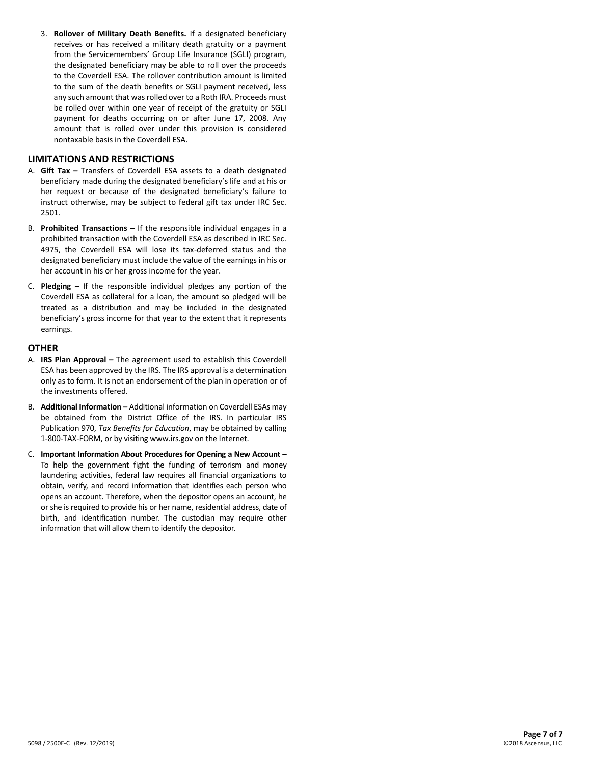3. **Rollover of Military Death Benefits.** If a designated beneficiary receives or has received a military death gratuity or a payment from the Servicemembers' Group Life Insurance (SGLI) program, the designated beneficiary may be able to roll over the proceeds to the Coverdell ESA. The rollover contribution amount is limited to the sum of the death benefits or SGLI payment received, less any such amount that was rolled over to a Roth IRA. Proceeds must be rolled over within one year of receipt of the gratuity or SGLI payment for deaths occurring on or after June 17, 2008. Any amount that is rolled over under this provision is considered nontaxable basis in the Coverdell ESA.

## LIMITATIONS AND RESTRICTIONS

A. **Gift Tax –** Transfers of Coverdell ESA assets to a death designated beneficiary made during the designated beneficiary's life and at his or her request or because of the designated beneficiary's failure to instruct otherwise, may be subject to federal gift tax under IRC Sec. 2501.

B. **Prohibited Transactions –** If the responsible individual engages in a prohibited transaction with the Coverdell ESA as described in IRC Sec. 4975, the Coverdell ESA will lose its tax-deferred status and the designated beneficiary must include the value of the earnings in his or her account in his or her gross income for the year.

C. **Pledging –** If the responsible individual pledges any portion of the Coverdell ESA as collateral for a loan, the amount so pledged will be treated as a distribution and may be included in the designated beneficiary's gross income for that year to the extent that it represents earnings.

## OTHER

A. **IRS Plan Approval –** The agreement used to establish this Coverdell ESA has been approved by the IRS. The IRS approval is a determination only as to form. It is not an endorsement of the plan in operation or of the investments offered.

B. **Additional Information –** Additional information on Coverdell ESAs may be obtained from the District Office of the IRS. In particular IRS Publication 970, *Tax Benefits for Education*, may be obtained by calling 1-800-TAX-FORM, or by visiting www.irs.gov on the Internet.

C. **Important Information About Procedures for Opening a New Account –** To help the government fight the funding of terrorism and money laundering activities, federal law requires all financial organizations to obtain, verify, and record information that identifies each person who opens an account. Therefore, when the depositor opens an account, he or she is required to provide his or her name, residential address, date of birth, and identification number. The custodian may require other information that will allow them to identify the depositor.

5098 / 2500E-C (Rev. 12/2019)

©2018 Ascensus, LLC